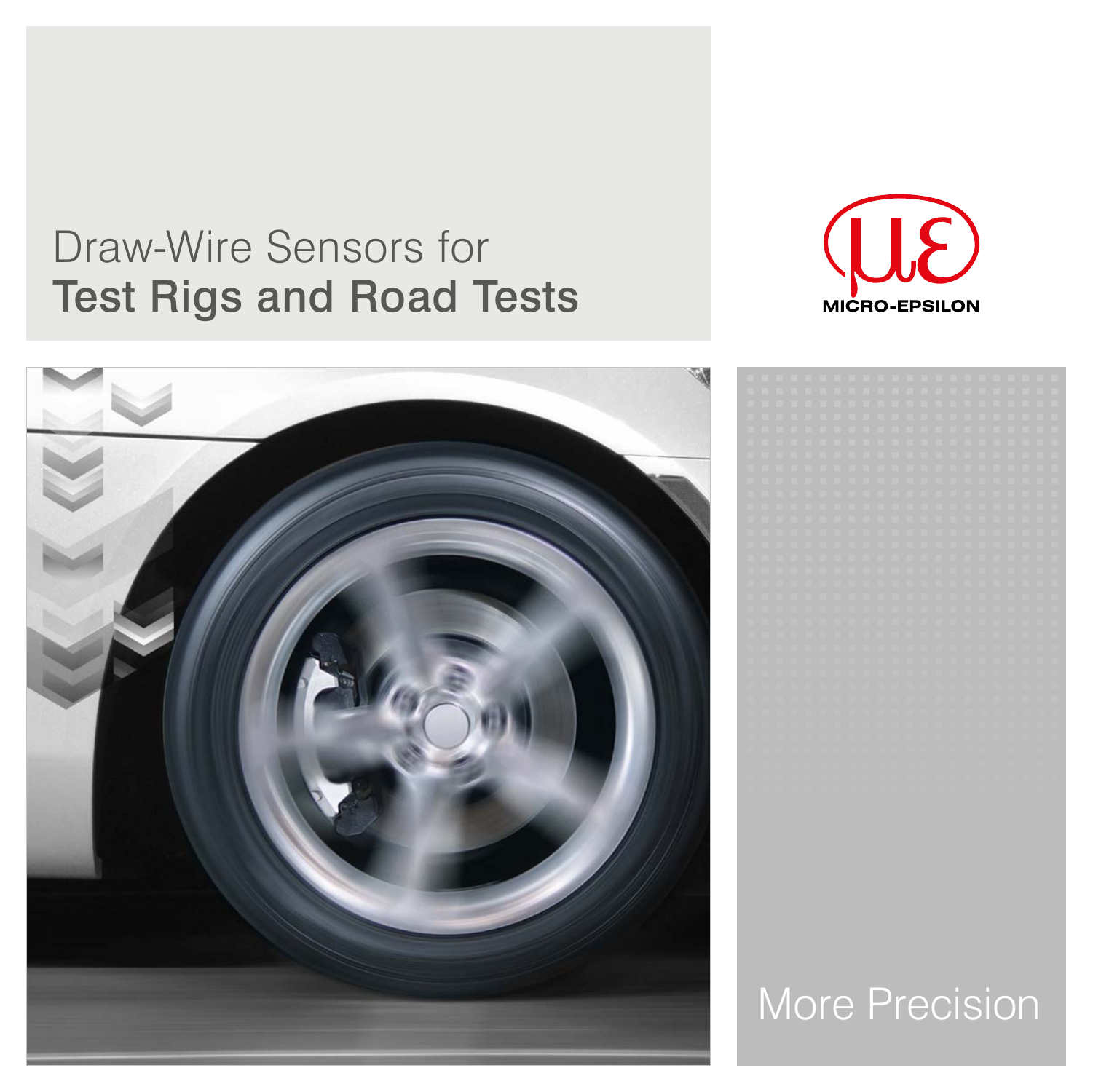# Draw-Wire Sensors for **Test Rigs and Road Tests**

MICRO-EPSILON

More Precision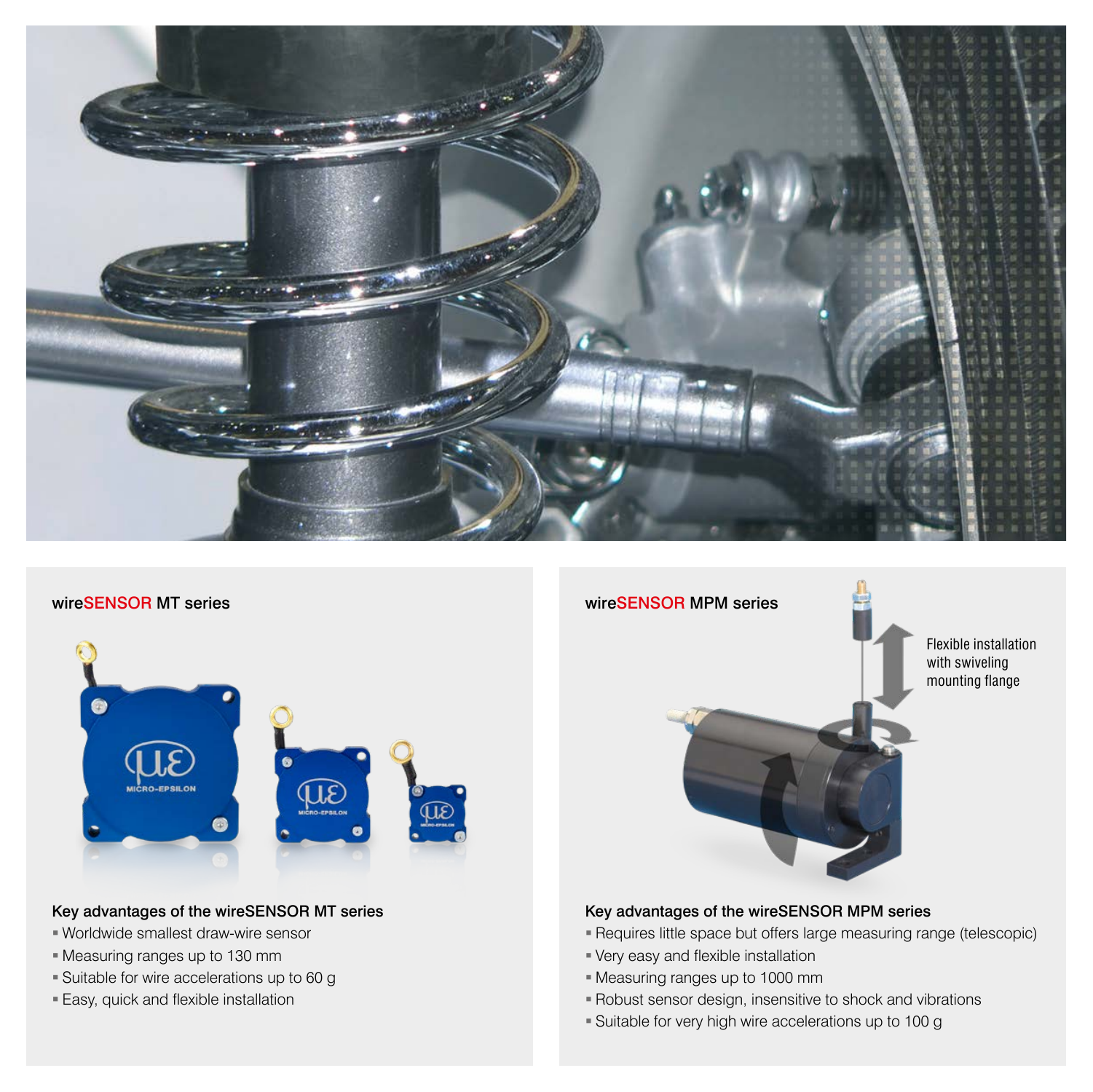## wireSENSOR MT series

### Key advantages of the wireSENSOR MT series

- Worldwide smallest draw-wire sensor
- Measuring ranges up to 130 mm
- Suitable for wire accelerations up to 60 g
- Easy, quick and flexible installation

## wireSENSOR MPM series

Flexible installation with swiveling mounting flange

### Key advantages of the wireSENSOR MPM series

- Requires little space but offers large measuring range (telescopic)
- Very easy and flexible installation
- Measuring ranges up to 1000 mm
- Robust sensor design, insensitive to shock and vibrations
- Suitable for very high wire accelerations up to 100 g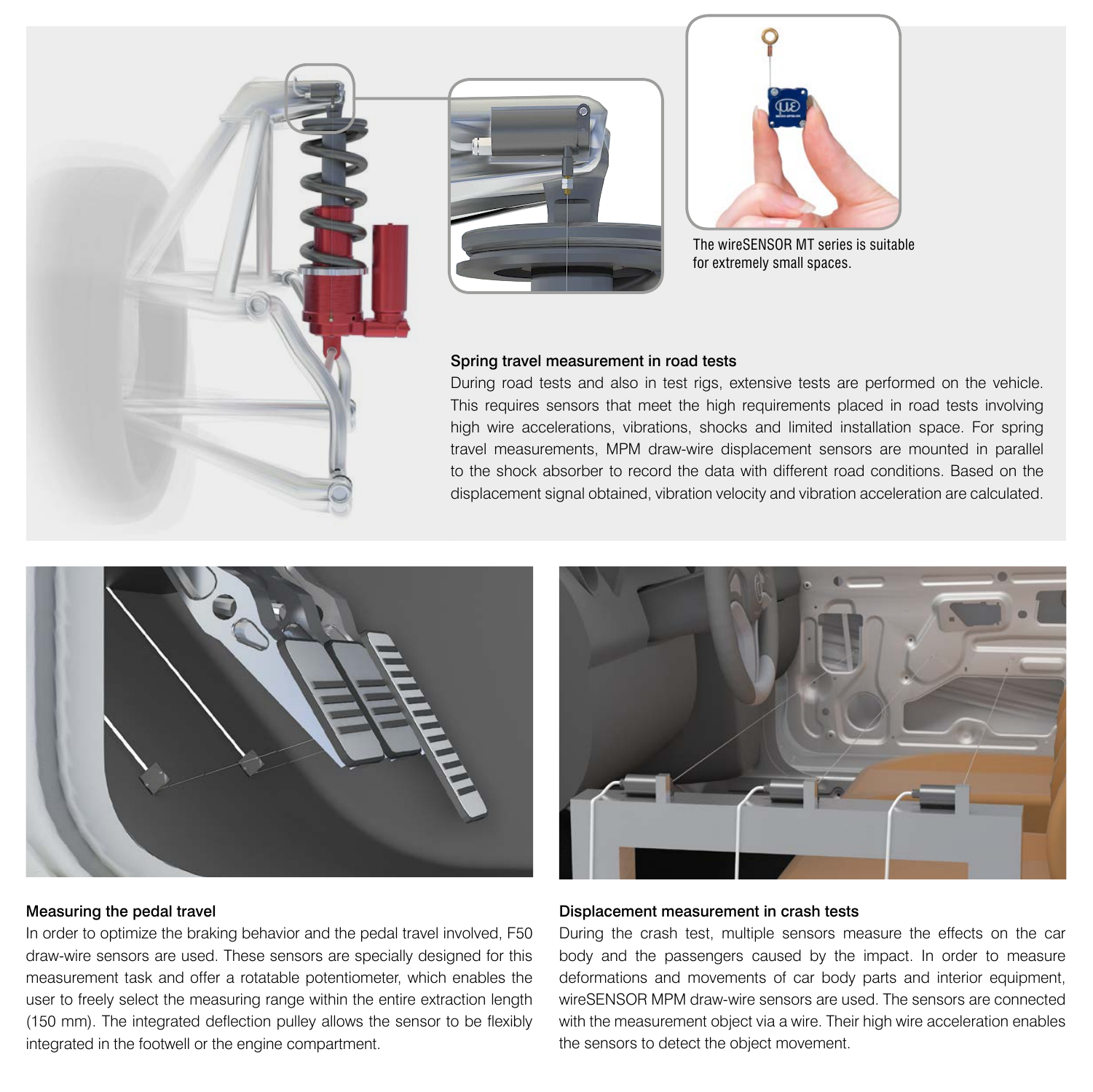The wireSENSOR MT series is suitable for extremely small spaces.

### Spring travel measurement in road tests

During road tests and also in test rigs, extensive tests are performed on the vehicle. This requires sensors that meet the high requirements placed in road tests involving high wire accelerations, vibrations, shocks and limited installation space. For spring travel measurements, MPM draw-wire displacement sensors are mounted in parallel to the shock absorber to record the data with different road conditions. Based on the displacement signal obtained, vibration velocity and vibration acceleration are calculated.

### Measuring the pedal travel

In order to optimize the braking behavior and the pedal travel involved, F50 draw-wire sensors are used. These sensors are specially designed for this measurement task and offer a rotatable potentiometer, which enables the user to freely select the measuring range within the entire extraction length (150 mm). The integrated deflection pulley allows the sensor to be flexibly integrated in the footwell or the engine compartment.

### Displacement measurement in crash tests

During the crash test, multiple sensors measure the effects on the car body and the passengers caused by the impact. In order to measure deformations and movements of car body parts and interior equipment, wireSENSOR MPM draw-wire sensors are used. The sensors are connected with the measurement object via a wire. Their high wire acceleration enables the sensors to detect the object movement.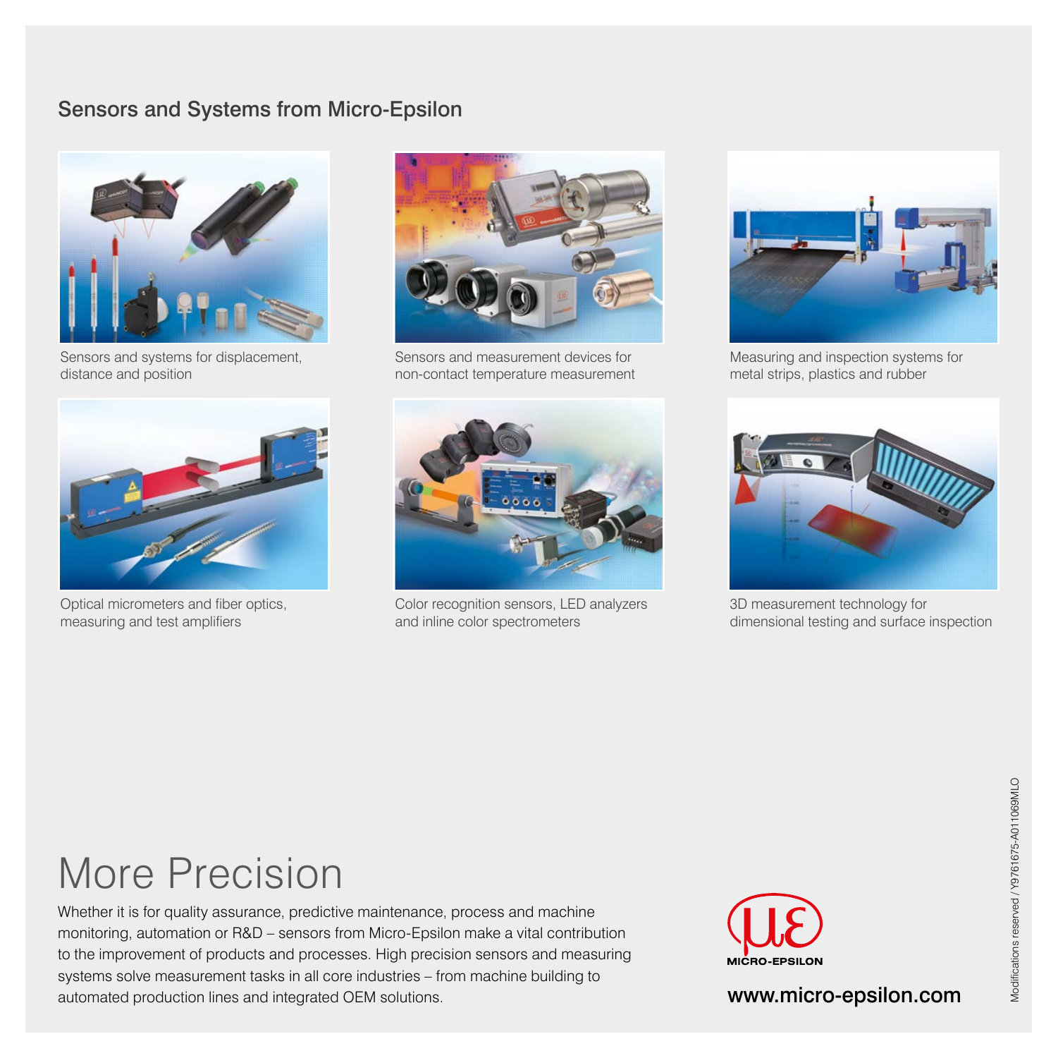## Sensors and Systems from Micro-Epsilon

Sensors and systems for displacement, distance and position

Sensors and measurement devices for non-contact temperature measurement

Measuring and inspection systems for metal strips, plastics and rubber

Optical micrometers and fiber optics, measuring and test amplifiers

Color recognition sensors, LED analyzers and inline color spectrometers

3D measurement technology for dimensional testing and surface inspection

# More Precision

Whether it is for quality assurance, predictive maintenance, process and machine monitoring, automation or R&D – sensors from Micro-Epsilon make a vital contribution to the improvement of products and processes. High precision sensors and measuring systems solve measurement tasks in all core industries – from machine building to automated production lines and integrated OEM solutions.

MICRO-EPSILON

www.micro-epsilon.com

Modifications reserved / Y9761675-A011069MLO